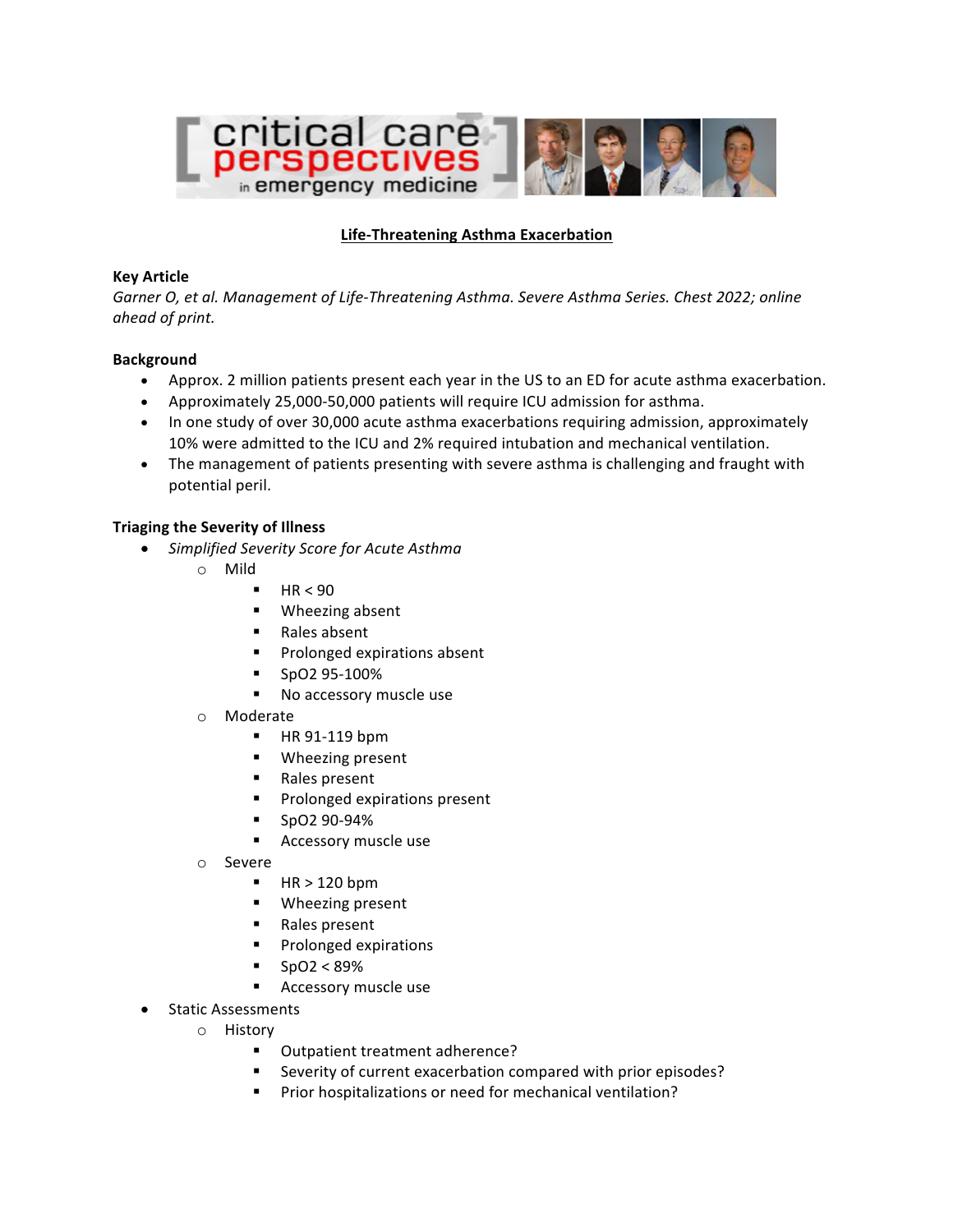# Life-Threatening Asthma Exacerbation

**Key Article**

*Garner O, et al. Management of Life-Threatening Asthma. Severe Asthma Series. Chest 2022; online ahead of print.*

**Background**

- Approx. 2 million patients present each year in the US to an ED for acute asthma exacerbation.
- Approximately 25,000-50,000 patients will require ICU admission for asthma.
- In one study of over 30,000 acute asthma exacerbations requiring admission, approximately 10% were admitted to the ICU and 2% required intubation and mechanical ventilation.
- The management of patients presenting with severe asthma is challenging and fraught with potential peril.

**Triaging the Severity of Illness**

- *Simplified Severity Score for Acute Asthma*
    - Mild
        - HR < 90
        - Wheezing absent
        - Rales absent
        - Prolonged expirations absent
        - SpO2 95-100%
        - No accessory muscle use
    - Moderate
        - HR 91-119 bpm
        - Wheezing present
        - Rales present
        - Prolonged expirations present
        - SpO2 90-94%
        - Accessory muscle use
    - Severe
        - HR > 120 bpm
        - Wheezing present
        - Rales present
        - Prolonged expirations
        - SpO2 < 89%
        - Accessory muscle use
- Static Assessments
    - History
        - Outpatient treatment adherence?
        - Severity of current exacerbation compared with prior episodes?
        - Prior hospitalizations or need for mechanical ventilation?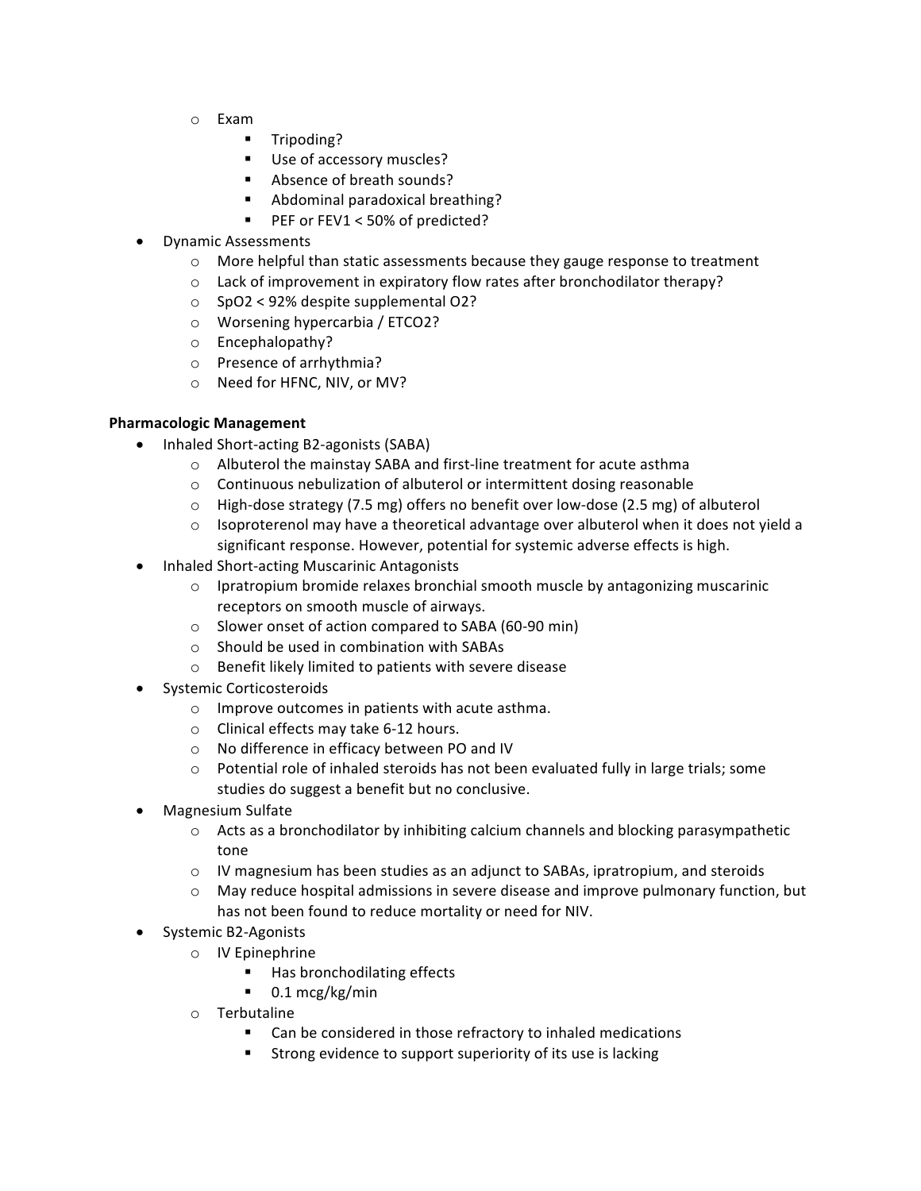- Exam
    - Tripoding?
    - Use of accessory muscles?
    - Absence of breath sounds?
    - Abdominal paradoxical breathing?
    - PEF or FEV1 < 50% of predicted?
- Dynamic Assessments
    - More helpful than static assessments because they gauge response to treatment
    - Lack of improvement in expiratory flow rates after bronchodilator therapy?
    - $SpO_2$ < 92% despite supplemental $O_2$?
    - Worsening hypercarbia / $ETCO_2$?
    - Encephalopathy?
    - Presence of arrhythmia?
    - Need for HFNC, NIV, or MV?

**Pharmacologic Management**

- Inhaled Short-acting B2-agonists (SABA)
    - Albuterol the mainstay SABA and first-line treatment for acute asthma
    - Continuous nebulization of albuterol or intermittent dosing reasonable
    - High-dose strategy (7.5 mg) offers no benefit over low-dose (2.5 mg) of albuterol
    - Isoproterenol may have a theoretical advantage over albuterol when it does not yield a significant response. However, potential for systemic adverse effects is high.
- Inhaled Short-acting Muscarinic Antagonists
    - Ipratropium bromide relaxes bronchial smooth muscle by antagonizing muscarinic receptors on smooth muscle of airways.
    - Slower onset of action compared to SABA (60-90 min)
    - Should be used in combination with SABAs
    - Benefit likely limited to patients with severe disease
- Systemic Corticosteroids
    - Improve outcomes in patients with acute asthma.
    - Clinical effects may take 6-12 hours.
    - No difference in efficacy between PO and IV
    - Potential role of inhaled steroids has not been evaluated fully in large trials; some studies do suggest a benefit but no conclusive.
- Magnesium Sulfate
    - Acts as a bronchodilator by inhibiting calcium channels and blocking parasympathetic tone
    - IV magnesium has been studies as an adjunct to SABAs, ipratropium, and steroids
    - May reduce hospital admissions in severe disease and improve pulmonary function, but has not been found to reduce mortality or need for NIV.
- Systemic B2-Agonists
    - IV Epinephrine
        - Has bronchodilating effects
        - 0.1 mcg/kg/min
    - Terbutaline
        - Can be considered in those refractory to inhaled medications
        - Strong evidence to support superiority of its use is lacking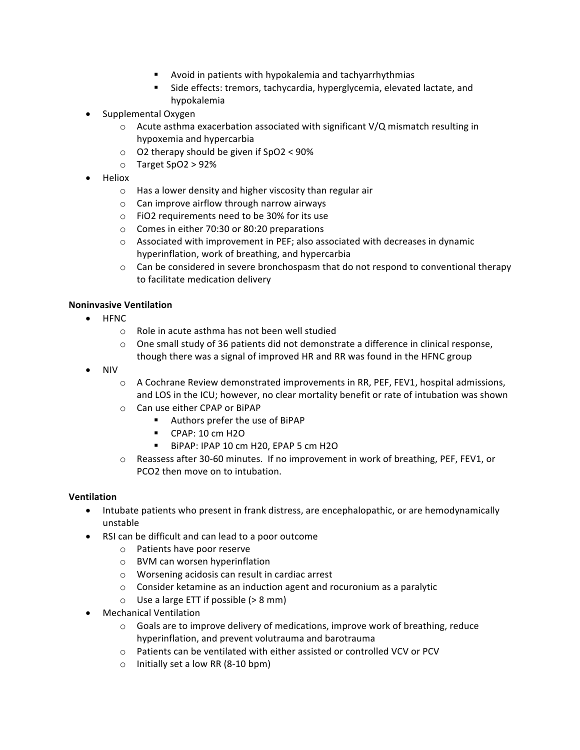- Avoid in patients with hypokalemia and tachyarrhythmias
        - Side effects: tremors, tachycardia, hyperglycemia, elevated lactate, and hypokalemia
- Supplemental Oxygen
    - Acute asthma exacerbation associated with significant V/Q mismatch resulting in hypoxemia and hypercarbia
    - O2 therapy should be given if SpO2 < 90%
    - Target SpO2 > 92%
- Heliox
    - Has a lower density and higher viscosity than regular air
    - Can improve airflow through narrow airways
    - FiO2 requirements need to be 30% for its use
    - Comes in either 70:30 or 80:20 preparations
    - Associated with improvement in PEF; also associated with decreases in dynamic hyperinflation, work of breathing, and hypercarbia
    - Can be considered in severe bronchospasm that do not respond to conventional therapy to facilitate medication delivery

**Noninvasive Ventilation**

- HFNC
    - Role in acute asthma has not been well studied
    - One small study of 36 patients did not demonstrate a difference in clinical response, though there was a signal of improved HR and RR was found in the HFNC group
- NIV
    - A Cochrane Review demonstrated improvements in RR, PEF, FEV1, hospital admissions, and LOS in the ICU; however, no clear mortality benefit or rate of intubation was shown
    - Can use either CPAP or BiPAP
        - Authors prefer the use of BiPAP
        - CPAP: 10 cm H2O
        - BiPAP: IPAP 10 cm H20, EPAP 5 cm H2O
    - Reassess after 30-60 minutes. If no improvement in work of breathing, PEF, FEV1, or PCO2 then move on to intubation.

**Ventilation**

- Intubate patients who present in frank distress, are encephalopathic, or are hemodynamically unstable
- RSI can be difficult and can lead to a poor outcome
    - Patients have poor reserve
    - BVM can worsen hyperinflation
    - Worsening acidosis can result in cardiac arrest
    - Consider ketamine as an induction agent and rocuronium as a paralytic
    - Use a large ETT if possible (> 8 mm)
- Mechanical Ventilation
    - Goals are to improve delivery of medications, improve work of breathing, reduce hyperinflation, and prevent volutrauma and barotrauma
    - Patients can be ventilated with either assisted or controlled VCV or PCV
    - Initially set a low RR (8-10 bpm)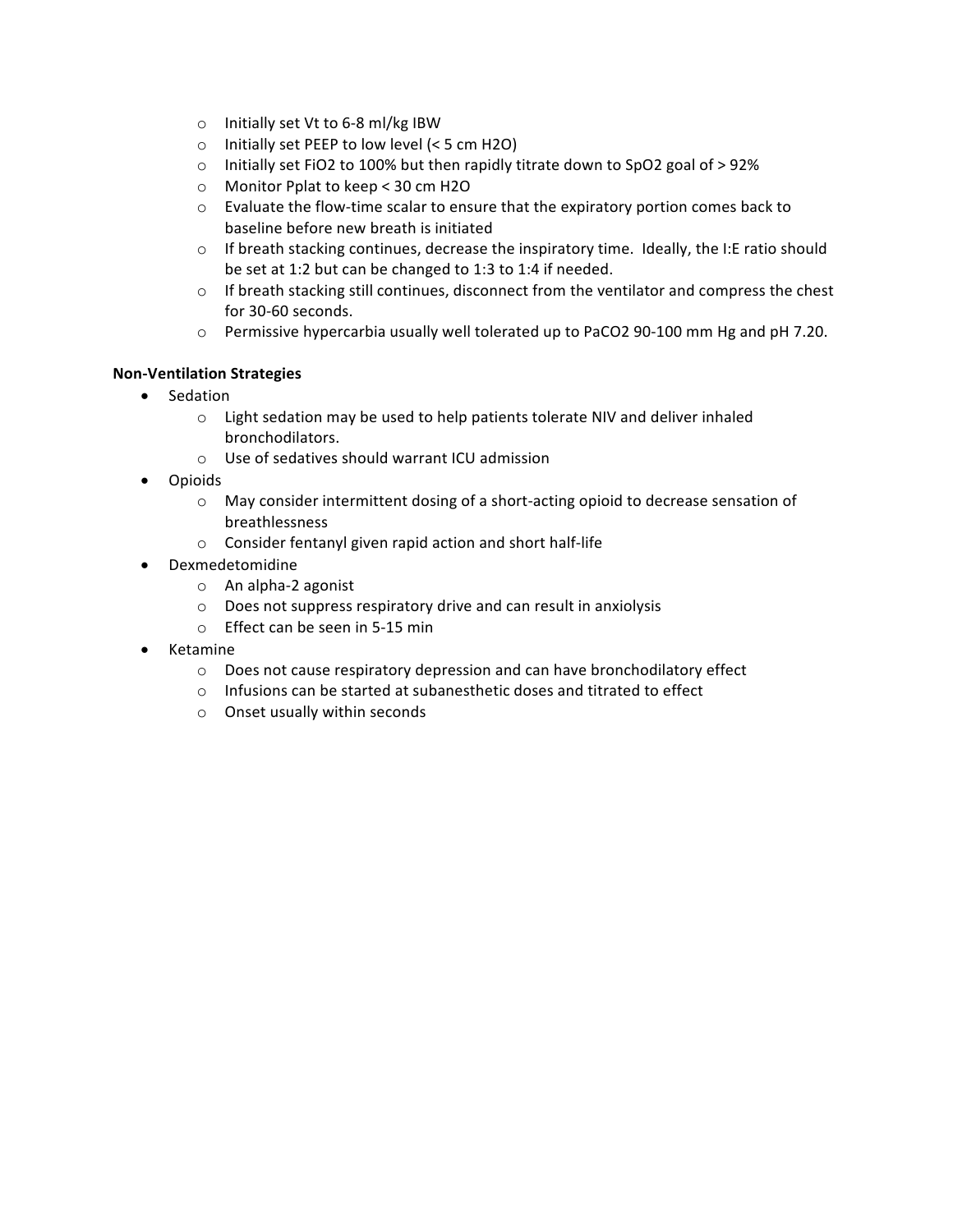- Initially set Vt to 6-8 ml/kg IBW
- Initially set PEEP to low level (< 5 cm $H_2O$)
- Initially set $FiO_2$ to 100% but then rapidly titrate down to $SpO_2$ goal of > 92%
- Monitor Pplat to keep < 30 cm $H_2O$
- Evaluate the flow-time scalar to ensure that the expiratory portion comes back to baseline before new breath is initiated
- If breath stacking continues, decrease the inspiratory time. Ideally, the I:E ratio should be set at 1:2 but can be changed to 1:3 to 1:4 if needed.
- If breath stacking still continues, disconnect from the ventilator and compress the chest for 30-60 seconds.
- Permissive hypercarbia usually well tolerated up to $PaCO_2$ 90-100 mm Hg and pH 7.20.

**Non-Ventilation Strategies**

- Sedation
  - Light sedation may be used to help patients tolerate NIV and deliver inhaled bronchodilators.
  - Use of sedatives should warrant ICU admission
- Opioids
  - May consider intermittent dosing of a short-acting opioid to decrease sensation of breathlessness
  - Consider fentanyl given rapid action and short half-life
- Dexmedetomidine
  - An alpha-2 agonist
  - Does not suppress respiratory drive and can result in anxiolysis
  - Effect can be seen in 5-15 min
- Ketamine
  - Does not cause respiratory depression and can have bronchodilatory effect
  - Infusions can be started at subanesthetic doses and titrated to effect
  - Onset usually within seconds